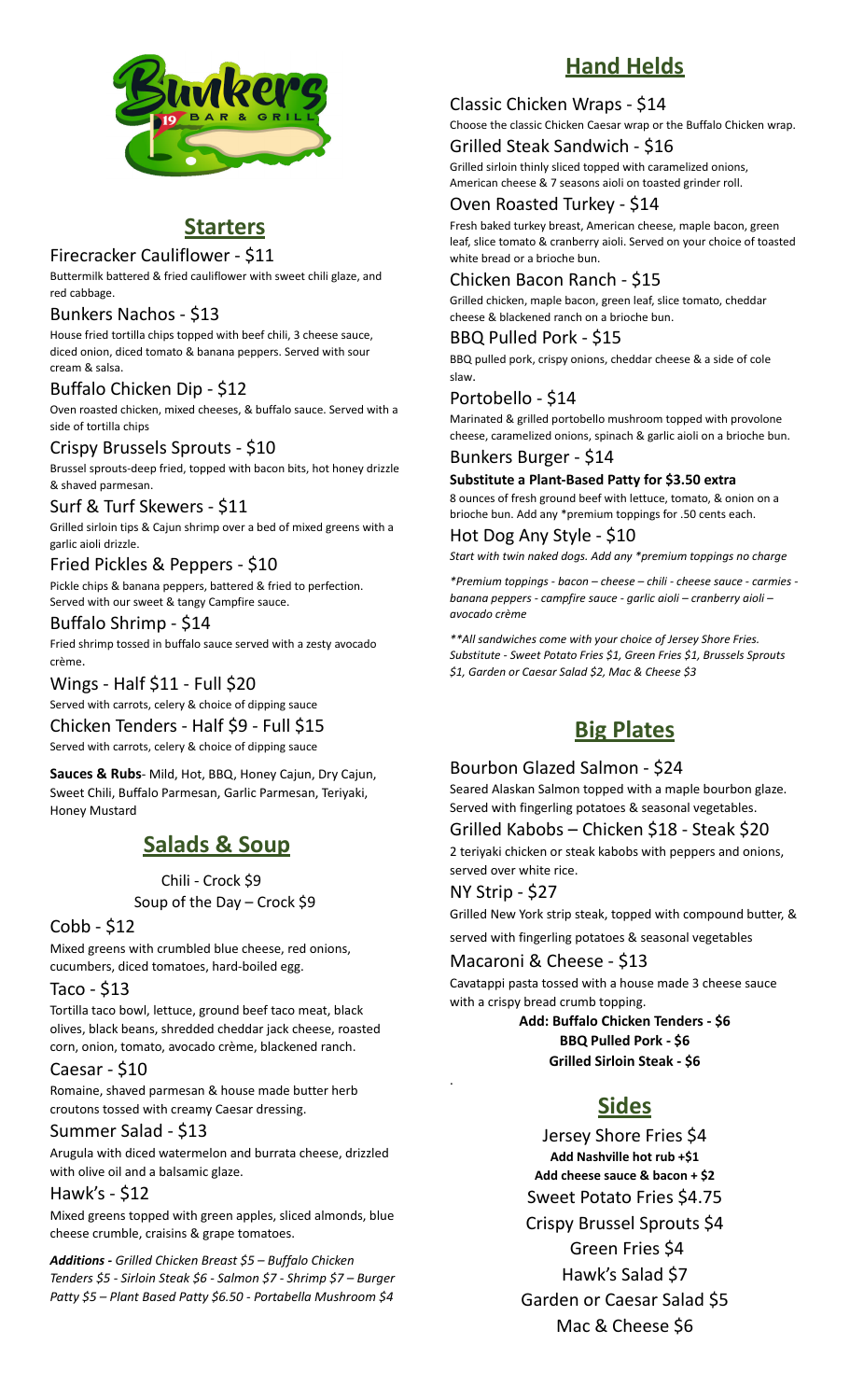# Bunkers 19 Bar & Grill

## Starters

### Firecracker Cauliflower - $11
Buttermilk battered & fried cauliflower with sweet chili glaze, and red cabbage.

### Bunkers Nachos - $13
House fried tortilla chips topped with beef chili, 3 cheese sauce, diced onion, diced tomato & banana peppers. Served with sour cream & salsa.

### Buffalo Chicken Dip - $12
Oven roasted chicken, mixed cheeses, & buffalo sauce. Served with a side of tortilla chips

### Crispy Brussels Sprouts - $10
Brussel sprouts-deep fried, topped with bacon bits, hot honey drizzle & shaved parmesan.

### Surf & Turf Skewers - $11
Grilled sirloin tips & Cajun shrimp over a bed of mixed greens with a garlic aioli drizzle.

### Fried Pickles & Peppers - $10
Pickle chips & banana peppers, battered & fried to perfection. Served with our sweet & tangy Campfire sauce.

### Buffalo Shrimp - $14
Fried shrimp tossed in buffalo sauce served with a zesty avocado crème.

### Wings - Half $11 - Full $20
Served with carrots, celery & choice of dipping sauce

### Chicken Tenders - Half $9 - Full $15
Served with carrots, celery & choice of dipping sauce

**Sauces & Rubs**- Mild, Hot, BBQ, Honey Cajun, Dry Cajun, Sweet Chili, Buffalo Parmesan, Garlic Parmesan, Teriyaki, Honey Mustard

## Salads & Soup

Chili - Crock $9
Soup of the Day – Crock $9

### Cobb - $12
Mixed greens with crumbled blue cheese, red onions, cucumbers, diced tomatoes, hard-boiled egg.

### Taco - $13
Tortilla taco bowl, lettuce, ground beef taco meat, black olives, black beans, shredded cheddar jack cheese, roasted corn, onion, tomato, avocado crème, blackened ranch.

### Caesar - $10
Romaine, shaved parmesan & house made butter herb croutons tossed with creamy Caesar dressing.

### Summer Salad - $13
Arugula with diced watermelon and burrata cheese, drizzled with olive oil and a balsamic glaze.

### Hawk's - $12
Mixed greens topped with green apples, sliced almonds, blue cheese crumble, craisins & grape tomatoes.

***Additions -*** *Grilled Chicken Breast $5 – Buffalo Chicken Tenders $5 - Sirloin Steak $6 - Salmon $7 - Shrimp $7 – Burger Patty $5 – Plant Based Patty $6.50 - Portabella Mushroom $4*

## Hand Helds

### Classic Chicken Wraps - $14
Choose the classic Chicken Caesar wrap or the Buffalo Chicken wrap.

### Grilled Steak Sandwich - $16
Grilled sirloin thinly sliced topped with caramelized onions, American cheese & 7 seasons aioli on toasted grinder roll.

### Oven Roasted Turkey - $14
Fresh baked turkey breast, American cheese, maple bacon, green leaf, slice tomato & cranberry aioli. Served on your choice of toasted white bread or a brioche bun.

### Chicken Bacon Ranch - $15
Grilled chicken, maple bacon, green leaf, slice tomato, cheddar cheese & blackened ranch on a brioche bun.

### BBQ Pulled Pork - $15
BBQ pulled pork, crispy onions, cheddar cheese & a side of cole slaw.

### Portobello - $14
Marinated & grilled portobello mushroom topped with provolone cheese, caramelized onions, spinach & garlic aioli on a brioche bun.

### Bunkers Burger - $14
**Substitute a Plant-Based Patty for $3.50 extra**
8 ounces of fresh ground beef with lettuce, tomato, & onion on a brioche bun. Add any *premium toppings for .50 cents each.

### Hot Dog Any Style - $10
*Start with twin naked dogs. Add any *premium toppings no charge*

**Premium toppings - bacon – cheese – chili - cheese sauce - carmies - banana peppers - campfire sauce - garlic aioli – cranberry aioli – avocado crème*

***All sandwiches come with your choice of Jersey Shore Fries. Substitute - Sweet Potato Fries $1, Green Fries $1, Brussels Sprouts $1, Garden or Caesar Salad $2, Mac & Cheese $3*

## Big Plates

### Bourbon Glazed Salmon - $24
Seared Alaskan Salmon topped with a maple bourbon glaze. Served with fingerling potatoes & seasonal vegetables.

### Grilled Kabobs – Chicken $18 - Steak $20
2 teriyaki chicken or steak kabobs with peppers and onions, served over white rice.

### NY Strip - $27
Grilled New York strip steak, topped with compound butter, & served with fingerling potatoes & seasonal vegetables

### Macaroni & Cheese - $13
Cavatappi pasta tossed with a house made 3 cheese sauce with a crispy bread crumb topping.

**Add: Buffalo Chicken Tenders - $6**
**BBQ Pulled Pork - $6**
**Grilled Sirloin Steak - $6**

## Sides

Jersey Shore Fries $4
**Add Nashville hot rub +$1**
**Add cheese sauce & bacon + $2**
Sweet Potato Fries $4.75
Crispy Brussel Sprouts $4
Green Fries $4
Hawk's Salad $7
Garden or Caesar Salad $5
Mac & Cheese $6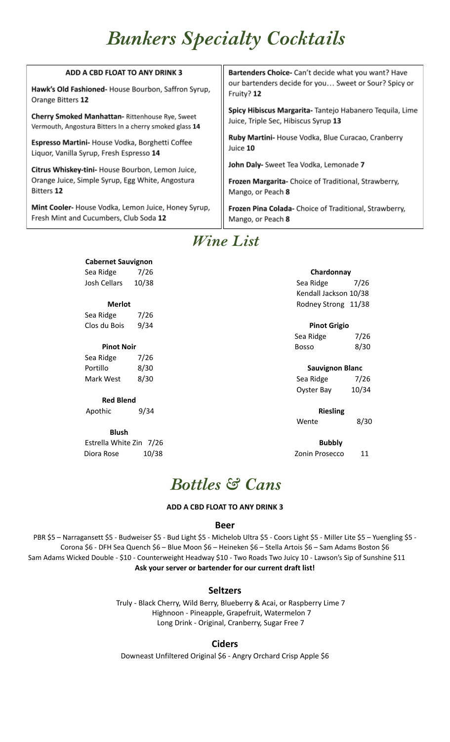# *Bunkers Specialty Cocktails*

**ADD A CBD FLOAT TO ANY DRINK 3**

**Hawk's Old Fashioned-** House Bourbon, Saffron Syrup, Orange Bitters **12**

**Cherry Smoked Manhattan-** Rittenhouse Rye, Sweet Vermouth, Angostura Bitters In a cherry smoked glass **14**

**Espresso Martini-** House Vodka, Borghetti Coffee Liquor, Vanilla Syrup, Fresh Espresso **14**

**Citrus Whiskey-tini-** House Bourbon, Lemon Juice, Orange Juice, Simple Syrup, Egg White, Angostura Bitters **12**

**Mint Cooler-** House Vodka, Lemon Juice, Honey Syrup, Fresh Mint and Cucumbers, Club Soda **12**

**Bartenders Choice-** Can't decide what you want? Have our bartenders decide for you… Sweet or Sour? Spicy or Fruity? **12**

**Spicy Hibiscus Margarita-** Tantejo Habanero Tequila, Lime Juice, Triple Sec, Hibiscus Syrup **13**

**Ruby Martini-** House Vodka, Blue Curacao, Cranberry Juice **10**

**John Daly-** Sweet Tea Vodka, Lemonade **7**

**Frozen Margarita-** Choice of Traditional, Strawberry, Mango, or Peach **8**

**Frozen Pina Colada-** Choice of Traditional, Strawberry, Mango, or Peach **8**

# *Wine List*

**Cabernet Sauvignon**

Sea Ridge 7/26
Josh Cellars 10/38

**Merlot**

Sea Ridge 7/26
Clos du Bois 9/34

**Pinot Noir**

Sea Ridge 7/26
Portillo 8/30
Mark West 8/30

**Red Blend**

Apothic 9/34

**Blush**

Estrella White Zin 7/26
Diora Rose 10/38

**Chardonnay**

Sea Ridge 7/26
Kendall Jackson 10/38
Rodney Strong 11/38

**Pinot Grigio**

Sea Ridge 7/26
Bosso 8/30

**Sauvignon Blanc**

Sea Ridge 7/26
Oyster Bay 10/34

**Riesling**

Wente 8/30

**Bubbly**

Zonin Prosecco 11

# *Bottles & Cans*

**ADD A CBD FLOAT TO ANY DRINK 3**

## Beer

PBR $5 – Narragansett $5 - Budweiser $5 - Bud Light $5 - Michelob Ultra $5 - Coors Light $5 - Miller Lite $5 – Yuengling $5 - Corona $6 - DFH Sea Quench $6 – Blue Moon $6 – Heineken $6 – Stella Artois $6 – Sam Adams Boston $6
Sam Adams Wicked Double - $10 - Counterweight Headway $10 - Two Roads Two Juicy 10 - Lawson's Sip of Sunshine $11

**Ask your server or bartender for our current draft list!**

## Seltzers

Truly - Black Cherry, Wild Berry, Blueberry & Acai, or Raspberry Lime 7
Highnoon - Pineapple, Grapefruit, Watermelon 7
Long Drink - Original, Cranberry, Sugar Free 7

## Ciders

Downeast Unfiltered Original $6 - Angry Orchard Crisp Apple $6